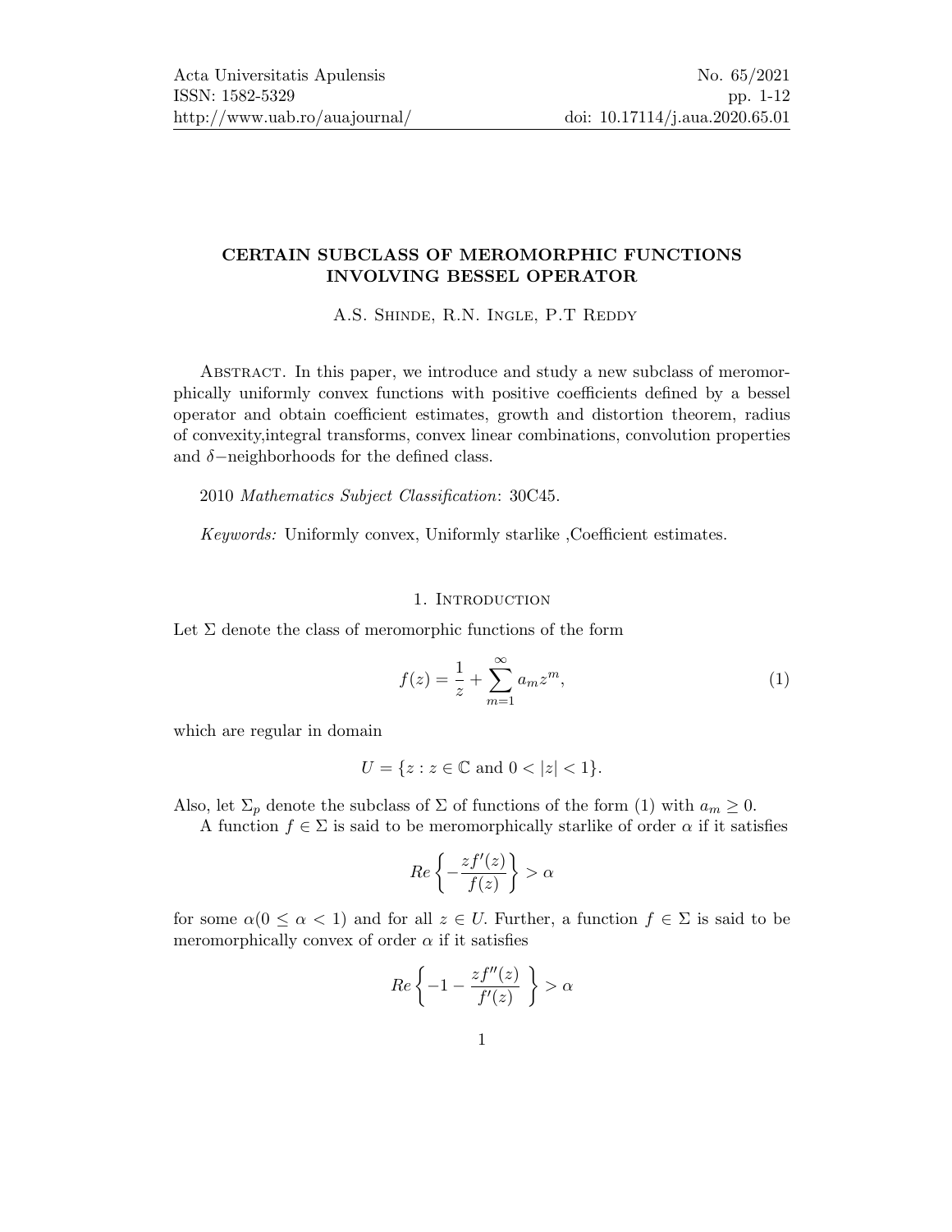# CERTAIN SUBCLASS OF MEROMORPHIC FUNCTIONS INVOLVING BESSEL OPERATOR

A.S. Shinde, R.N. Ingle, P.T Reddy

Abstract. In this paper, we introduce and study a new subclass of meromorphically uniformly convex functions with positive coefficients defined by a bessel operator and obtain coefficient estimates, growth and distortion theorem, radius of convexity,integral transforms, convex linear combinations, convolution properties and $\delta-$neighborhoods for the defined class.

2010 *Mathematics Subject Classification*: 30C45.

*Keywords:* Uniformly convex, Uniformly starlike ,Coefficient estimates.

## 1. Introduction

Let $\Sigma$ denote the class of meromorphic functions of the form

$$f(z) = \frac{1}{z} + \sum_{m=1}^{\infty} a_m z^m, \tag{1}$$

which are regular in domain

$$U = \{z : z \in \mathbb{C} \text{ and } 0 < |z| < 1\}.$$

Also, let $\Sigma_p$ denote the subclass of $\Sigma$ of functions of the form (1) with $a_m \geq 0$.

A function $f \in \Sigma$ is said to be meromorphically starlike of order $\alpha$ if it satisfies

$$Re\left\{-\frac{zf'(z)}{f(z)}\right\} > \alpha$$

for some $\alpha(0 \leq \alpha < 1)$ and for all $z \in U$. Further, a function $f \in \Sigma$ is said to be meromorphically convex of order $\alpha$ if it satisfies

$$Re\left\{-1 - \frac{zf''(z)}{f'(z)}\right\} > \alpha$$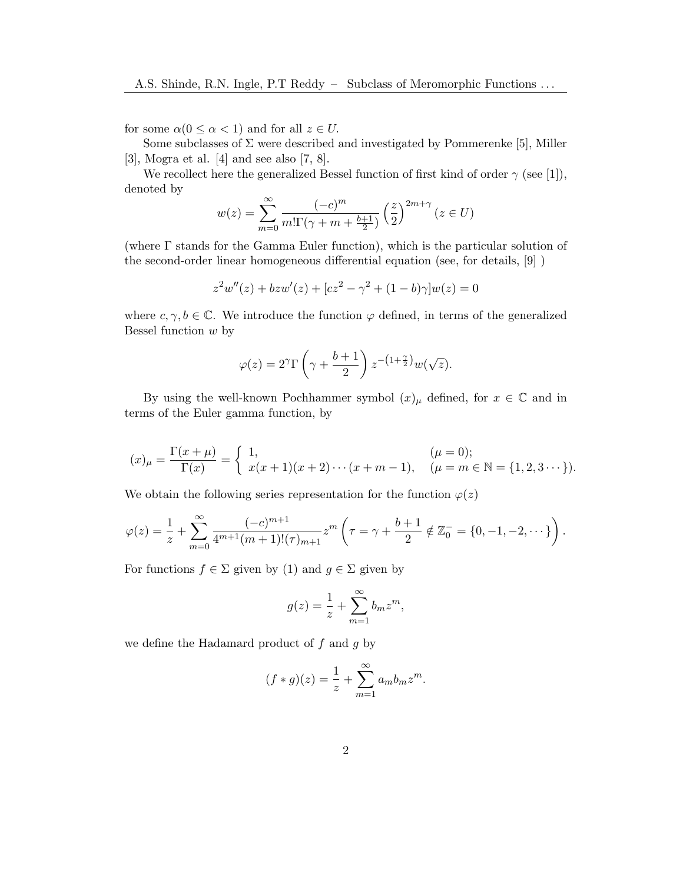for some $\alpha (0 \leq \alpha < 1)$ and for all $z \in U$.

Some subclasses of $\Sigma$ were described and investigated by Pommerenke [5], Miller [3], Mogra et al. [4] and see also [7, 8].

We recollect here the generalized Bessel function of first kind of order $\gamma$ (see [1]), denoted by

$$w(z) = \sum_{m=0}^{\infty} \frac{(-c)^m}{m!\Gamma(\gamma + m + \frac{b+1}{2})} \left(\frac{z}{2}\right)^{2m+\gamma} \, (z \in U)$$

(where $\Gamma$ stands for the Gamma Euler function), which is the particular solution of the second-order linear homogeneous differential equation (see, for details, [9] )

$$z^2 w''(z) + bzw'(z) + [cz^2 - \gamma^2 + (1-b)\gamma]w(z) = 0$$

where $c, \gamma, b \in \mathbb{C}$. We introduce the function $\varphi$ defined, in terms of the generalized Bessel function $w$ by

$$\varphi(z) = 2^{\gamma} \Gamma\left(\gamma + \frac{b+1}{2}\right) z^{-\left(1+\frac{\gamma}{2}\right)} w(\sqrt{z}).$$

By using the well-known Pochhammer symbol $(x)_\mu$ defined, for $x \in \mathbb{C}$ and in terms of the Euler gamma function, by

$$(x)_\mu = \frac{\Gamma(x+\mu)}{\Gamma(x)} = \begin{cases} 1, & (\mu = 0); \\ x(x+1)(x+2)\cdots(x+m-1), & (\mu = m \in \mathbb{N} = \{1, 2, 3 \cdots\}). \end{cases}$$

We obtain the following series representation for the function $\varphi(z)$

$$\varphi(z) = \frac{1}{z} + \sum_{m=0}^{\infty} \frac{(-c)^{m+1}}{4^{m+1}(m+1)!(\tau)_{m+1}} z^m \left(\tau = \gamma + \frac{b+1}{2} \notin \mathbb{Z}_0^- = \{0, -1, -2, \cdots\}\right).$$

For functions $f \in \Sigma$ given by (1) and $g \in \Sigma$ given by

$$g(z) = \frac{1}{z} + \sum_{m=1}^{\infty} b_m z^m,$$

we define the Hadamard product of $f$ and $g$ by

$$(f * g)(z) = \frac{1}{z} + \sum_{m=1}^{\infty} a_m b_m z^m.$$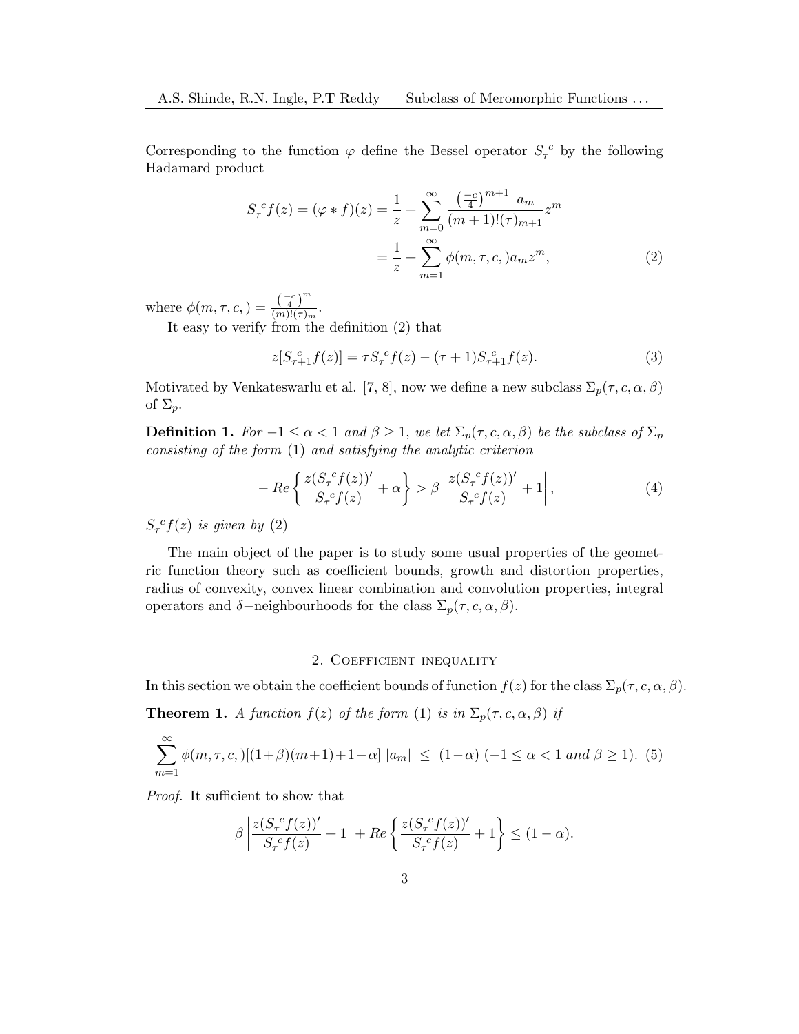Corresponding to the function $\varphi$ define the Bessel operator ${S_\tau}^c$ by the following Hadamard product

$$
\begin{aligned}
{S_\tau}^c f(z) = (\varphi * f)(z) &= \frac{1}{z} + \sum_{m=0}^{\infty} \frac{\left(\frac{-c}{4}\right)^{m+1} a_m}{(m+1)!(\tau)_{m+1}} z^m \\
&= \frac{1}{z} + \sum_{m=1}^{\infty} \phi(m, \tau, c, ) a_m z^m, \qquad (2)
\end{aligned}
$$

where $\phi(m, \tau, c, ) = \frac{\left(\frac{-c}{4}\right)^m}{(m)!(\tau)_m}$.

It easy to verify from the definition (2) that

$$
z[S_{\tau+1}^{\ c} f(z)] = \tau {S_\tau}^c f(z) - (\tau + 1) S_{\tau+1}^{\ c} f(z). \qquad (3)
$$

Motivated by Venkateswarlu et al. [7, 8], now we define a new subclass $\Sigma_p(\tau, c, \alpha, \beta)$ of $\Sigma_p$.

**Definition 1.** *For $-1 \leq \alpha < 1$ and $\beta \geq 1$, we let $\Sigma_p(\tau, c, \alpha, \beta)$ be the subclass of $\Sigma_p$ consisting of the form* (1) *and satisfying the analytic criterion*

$$
-\, Re\left\{ \frac{z({S_\tau}^c f(z))'}{{S_\tau}^c f(z)} + \alpha \right\} > \beta \left| \frac{z({S_\tau}^c f(z))'}{{S_\tau}^c f(z)} + 1 \right|, \qquad (4)
$$

*${S_\tau}^c f(z)$ is given by* (2)

The main object of the paper is to study some usual properties of the geometric function theory such as coefficient bounds, growth and distortion properties, radius of convexity, convex linear combination and convolution properties, integral operators and $\delta-$neighbourhoods for the class $\Sigma_p(\tau, c, \alpha, \beta)$.

## 2. Coefficient inequality

In this section we obtain the coefficient bounds of function $f(z)$ for the class $\Sigma_p(\tau, c, \alpha, \beta)$.

**Theorem 1.** *A function $f(z)$ of the form* (1) *is in $\Sigma_p(\tau, c, \alpha, \beta)$ if*

$$
\sum_{m=1}^{\infty} \phi(m, \tau, c, )[(1+\beta)(m+1)+1-\alpha]\, |a_m| \ \leq \ (1-\alpha) \ (-1 \leq \alpha < 1 \text{ and } \beta \geq 1). \qquad (5)
$$

*Proof.* It sufficient to show that

$$
\beta \left| \frac{z({S_\tau}^c f(z))'}{{S_\tau}^c f(z)} + 1 \right| + Re\left\{ \frac{z({S_\tau}^c f(z))'}{{S_\tau}^c f(z)} + 1 \right\} \leq (1 - \alpha).
$$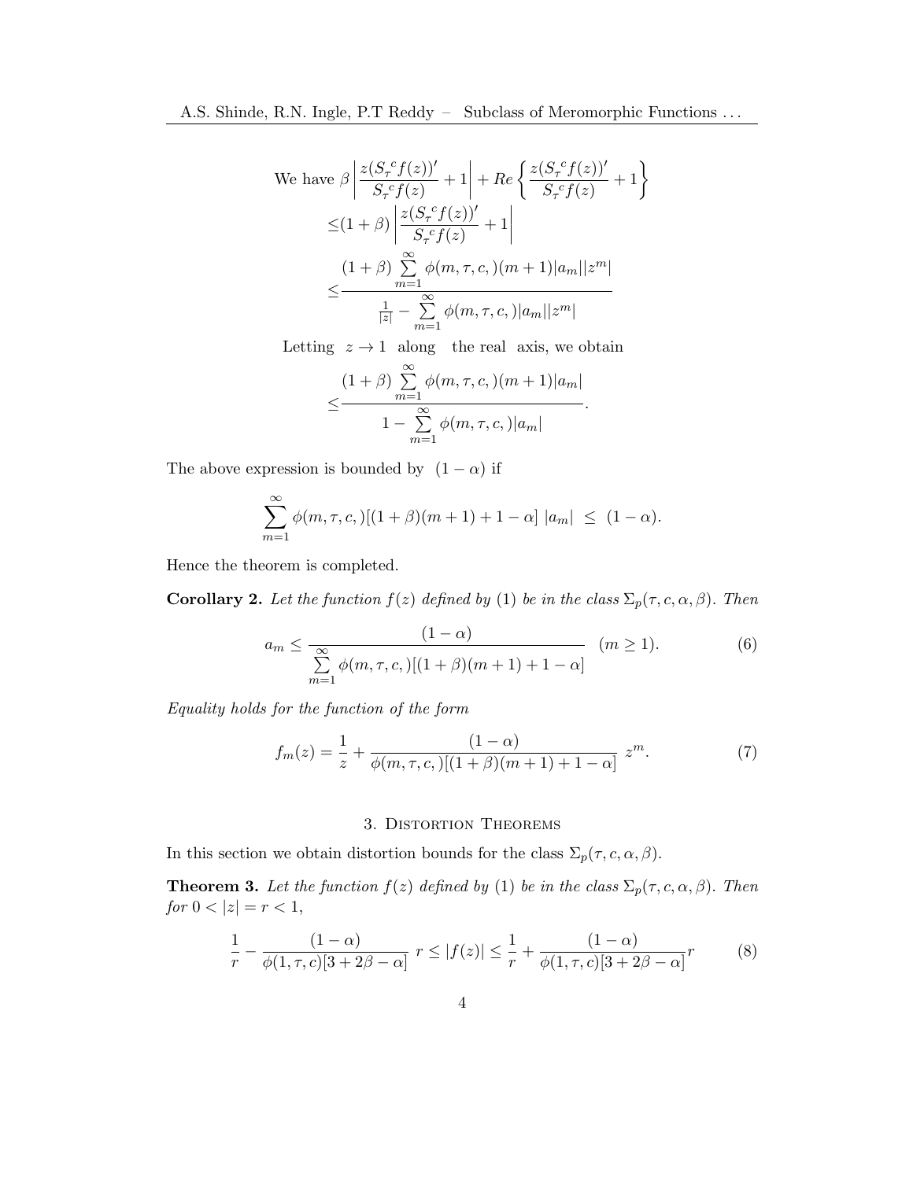$$\text{We have } \beta\left|\frac{z(S_\tau{}^c f(z))'}{S_\tau{}^c f(z)}+1\right| + Re\left\{\frac{z(S_\tau{}^c f(z))'}{S_\tau{}^c f(z)}+1\right\}$$

$$\leq (1+\beta)\left|\frac{z(S_\tau{}^c f(z))'}{S_\tau{}^c f(z)}+1\right|$$

$$\leq \frac{(1+\beta)\sum\limits_{m=1}^{\infty}\phi(m,\tau,c,)(m+1)|a_m||z^m|}{\frac{1}{|z|}-\sum\limits_{m=1}^{\infty}\phi(m,\tau,c,)|a_m||z^m|}$$

Letting $z \to 1$ along the real axis, we obtain

$$\leq \frac{(1+\beta)\sum\limits_{m=1}^{\infty}\phi(m,\tau,c,)(m+1)|a_m|}{1-\sum\limits_{m=1}^{\infty}\phi(m,\tau,c,)|a_m|}.$$

The above expression is bounded by $(1-\alpha)$ if

$$\sum_{m=1}^{\infty}\phi(m,\tau,c,)[(1+\beta)(m+1)+1-\alpha]\ |a_m| \ \leq\ (1-\alpha).$$

Hence the theorem is completed.

**Corollary 2.** *Let the function $f(z)$ defined by (1) be in the class $\Sigma_p(\tau,c,\alpha,\beta)$. Then*

$$a_m \leq \frac{(1-\alpha)}{\sum\limits_{m=1}^{\infty}\phi(m,\tau,c,)[(1+\beta)(m+1)+1-\alpha]} \quad (m \geq 1). \tag{6}$$

*Equality holds for the function of the form*

$$f_m(z) = \frac{1}{z} + \frac{(1-\alpha)}{\phi(m,\tau,c,)[(1+\beta)(m+1)+1-\alpha]}\ z^m. \tag{7}$$

## 3. Distortion Theorems

In this section we obtain distortion bounds for the class $\Sigma_p(\tau,c,\alpha,\beta)$.

**Theorem 3.** *Let the function $f(z)$ defined by (1) be in the class $\Sigma_p(\tau,c,\alpha,\beta)$. Then for $0<|z|=r<1$,*

$$\frac{1}{r} - \frac{(1-\alpha)}{\phi(1,\tau,c)[3+2\beta-\alpha]}\ r \leq |f(z)| \leq \frac{1}{r} + \frac{(1-\alpha)}{\phi(1,\tau,c)[3+2\beta-\alpha]} r \tag{8}$$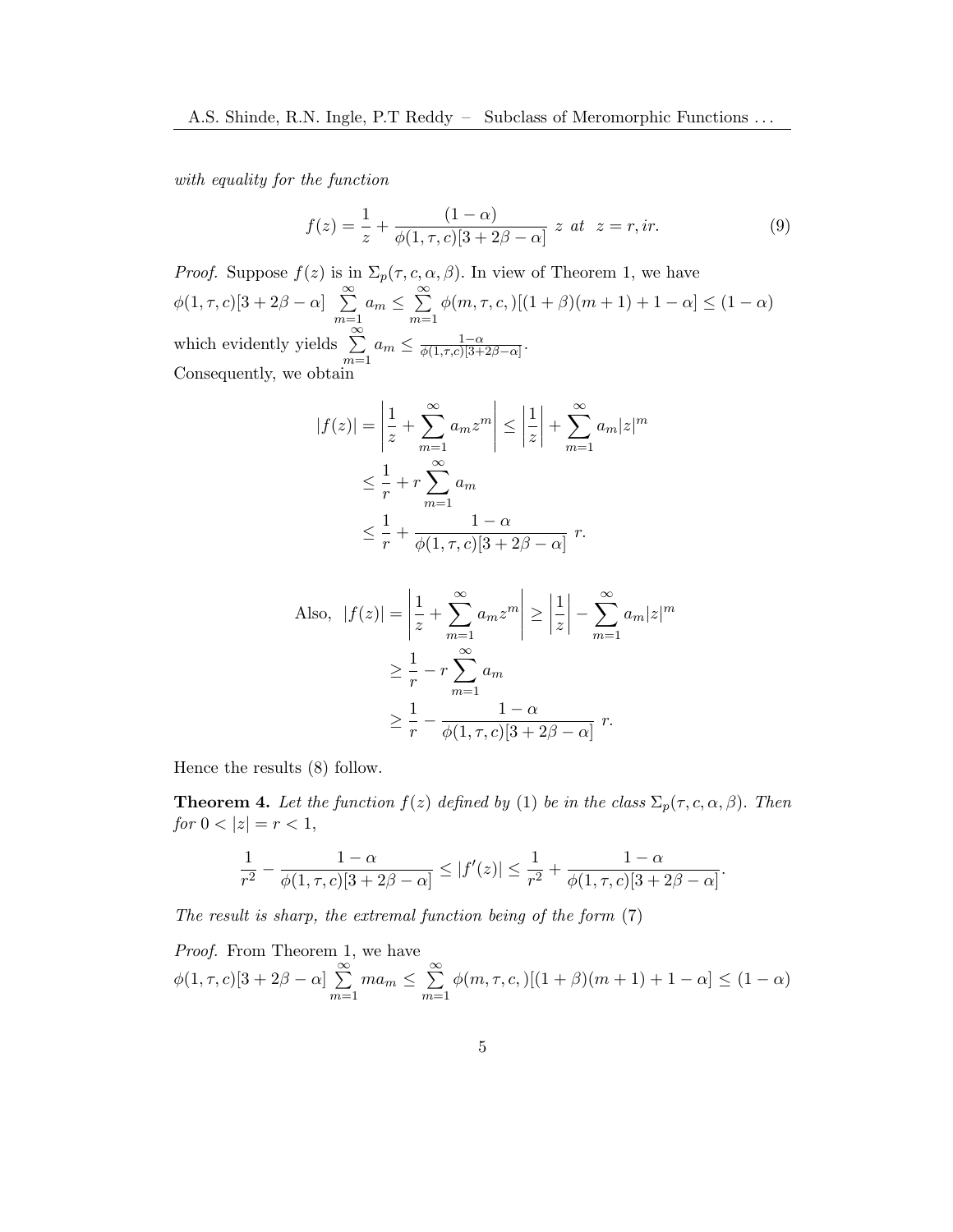*with equality for the function*

$$f(z) = \frac{1}{z} + \frac{(1-\alpha)}{\phi(1,\tau,c)[3+2\beta-\alpha]}\ z \ \ at \ \ z = r, ir. \tag{9}$$

*Proof.* Suppose $f(z)$ is in $\Sigma_p(\tau, c, \alpha, \beta)$. In view of Theorem 1, we have $\phi(1,\tau,c)[3+2\beta-\alpha] \sum_{m=1}^{\infty} a_m \leq \sum_{m=1}^{\infty} \phi(m,\tau,c,)[(1+\beta)(m+1)+1-\alpha] \leq (1-\alpha)$ which evidently yields $\sum_{m=1}^{\infty} a_m \leq \frac{1-\alpha}{\phi(1,\tau,c)[3+2\beta-\alpha]}$.
Consequently, we obtain

$$\begin{aligned}
|f(z)| = \left|\frac{1}{z} + \sum_{m=1}^{\infty} a_m z^m\right| &\leq \left|\frac{1}{z}\right| + \sum_{m=1}^{\infty} a_m |z|^m \\
&\leq \frac{1}{r} + r\sum_{m=1}^{\infty} a_m \\
&\leq \frac{1}{r} + \frac{1-\alpha}{\phi(1,\tau,c)[3+2\beta-\alpha]}\ r.
\end{aligned}$$

$$\begin{aligned}
\text{Also,} \ \ |f(z)| = \left|\frac{1}{z} + \sum_{m=1}^{\infty} a_m z^m\right| &\geq \left|\frac{1}{z}\right| - \sum_{m=1}^{\infty} a_m |z|^m \\
&\geq \frac{1}{r} - r\sum_{m=1}^{\infty} a_m \\
&\geq \frac{1}{r} - \frac{1-\alpha}{\phi(1,\tau,c)[3+2\beta-\alpha]}\ r.
\end{aligned}$$

Hence the results (8) follow.

**Theorem 4.** *Let the function $f(z)$ defined by* (1) *be in the class $\Sigma_p(\tau, c, \alpha, \beta)$. Then for $0 < |z| = r < 1$,*

$$\frac{1}{r^2} - \frac{1-\alpha}{\phi(1,\tau,c)[3+2\beta-\alpha]} \leq |f'(z)| \leq \frac{1}{r^2} + \frac{1-\alpha}{\phi(1,\tau,c)[3+2\beta-\alpha]}.$$

*The result is sharp, the extremal function being of the form* (7)

*Proof.* From Theorem 1, we have
$\phi(1,\tau,c)[3+2\beta-\alpha] \sum_{m=1}^{\infty} m a_m \leq \sum_{m=1}^{\infty} \phi(m,\tau,c,)[(1+\beta)(m+1)+1-\alpha] \leq (1-\alpha)$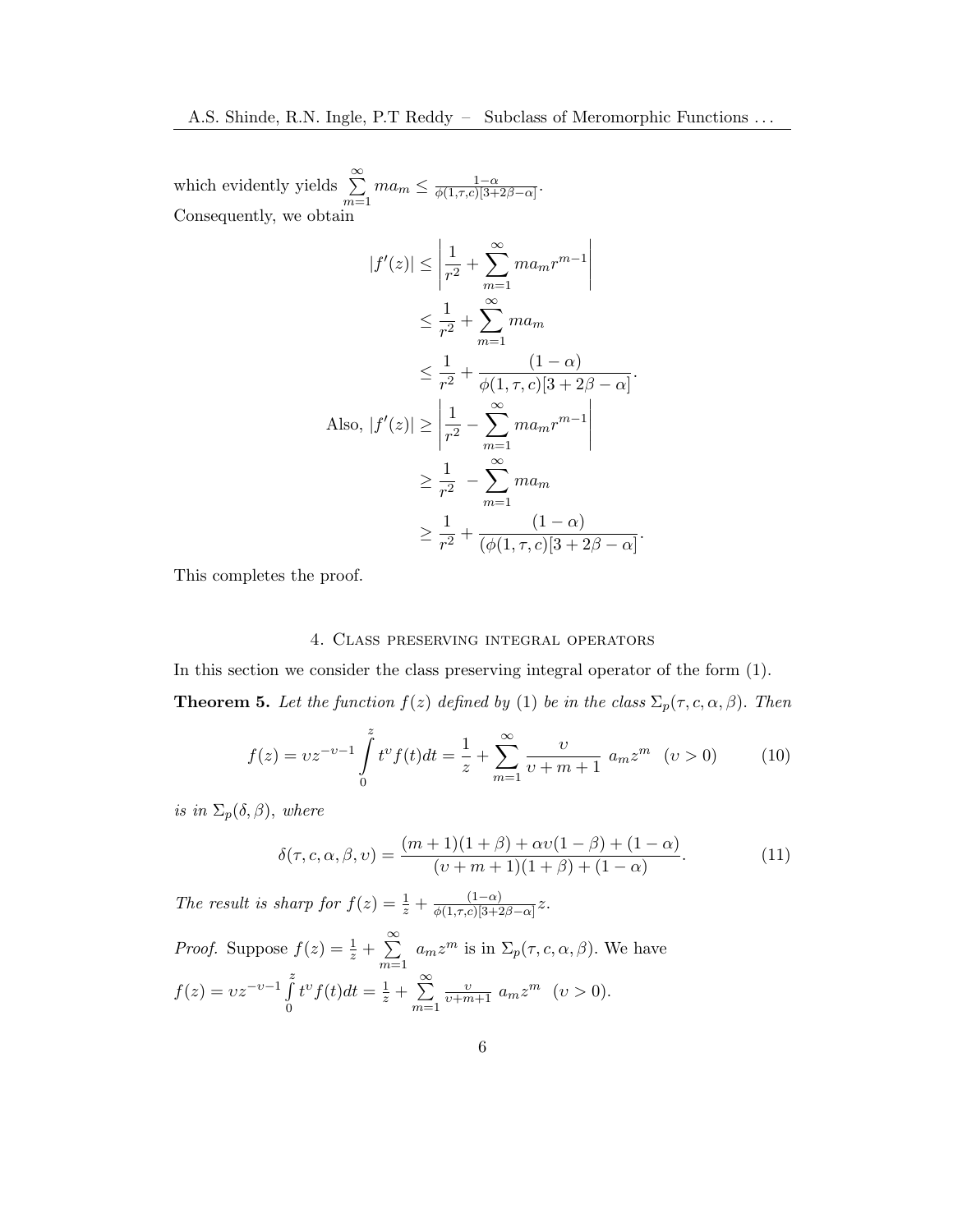which evidently yields $\sum\limits_{m=1}^{\infty} ma_m \leq \frac{1-\alpha}{\phi(1,\tau,c)[3+2\beta-\alpha]}$.
Consequently, we obtain

$$
\begin{aligned}
|f'(z)| &\leq \left| \frac{1}{r^2} + \sum_{m=1}^{\infty} ma_m r^{m-1} \right| \\
&\leq \frac{1}{r^2} + \sum_{m=1}^{\infty} ma_m \\
&\leq \frac{1}{r^2} + \frac{(1-\alpha)}{\phi(1,\tau,c)[3+2\beta-\alpha]}. \\
\text{Also, } |f'(z)| &\geq \left| \frac{1}{r^2} - \sum_{m=1}^{\infty} ma_m r^{m-1} \right| \\
&\geq \frac{1}{r^2} - \sum_{m=1}^{\infty} ma_m \\
&\geq \frac{1}{r^2} + \frac{(1-\alpha)}{(\phi(1,\tau,c)[3+2\beta-\alpha]}.
\end{aligned}
$$

This completes the proof.

## 4. Class preserving integral operators

In this section we consider the class preserving integral operator of the form (1).

**Theorem 5.** *Let the function $f(z)$ defined by (1) be in the class $\Sigma_p(\tau, c, \alpha, \beta)$. Then*

$$
f(z) = \upsilon z^{-\upsilon-1} \int_0^z t^{\upsilon} f(t)dt = \frac{1}{z} + \sum_{m=1}^{\infty} \frac{\upsilon}{\upsilon+m+1}\ a_m z^m \quad (\upsilon > 0) \tag{10}
$$

*is in $\Sigma_p(\delta, \beta)$, where*

$$
\delta(\tau, c, \alpha, \beta, \upsilon) = \frac{(m+1)(1+\beta) + \alpha\upsilon(1-\beta) + (1-\alpha)}{(\upsilon+m+1)(1+\beta) + (1-\alpha)}. \tag{11}
$$

*The result is sharp for $f(z) = \frac{1}{z} + \frac{(1-\alpha)}{\phi(1,\tau,c)[3+2\beta-\alpha]} z$.*

*Proof.* Suppose $f(z) = \frac{1}{z} + \sum\limits_{m=1}^{\infty} a_m z^m$ is in $\Sigma_p(\tau, c, \alpha, \beta)$. We have
$f(z) = \upsilon z^{-\upsilon-1} \int\limits_0^z t^{\upsilon} f(t)dt = \frac{1}{z} + \sum\limits_{m=1}^{\infty} \frac{\upsilon}{\upsilon+m+1}\ a_m z^m \quad (\upsilon > 0)$.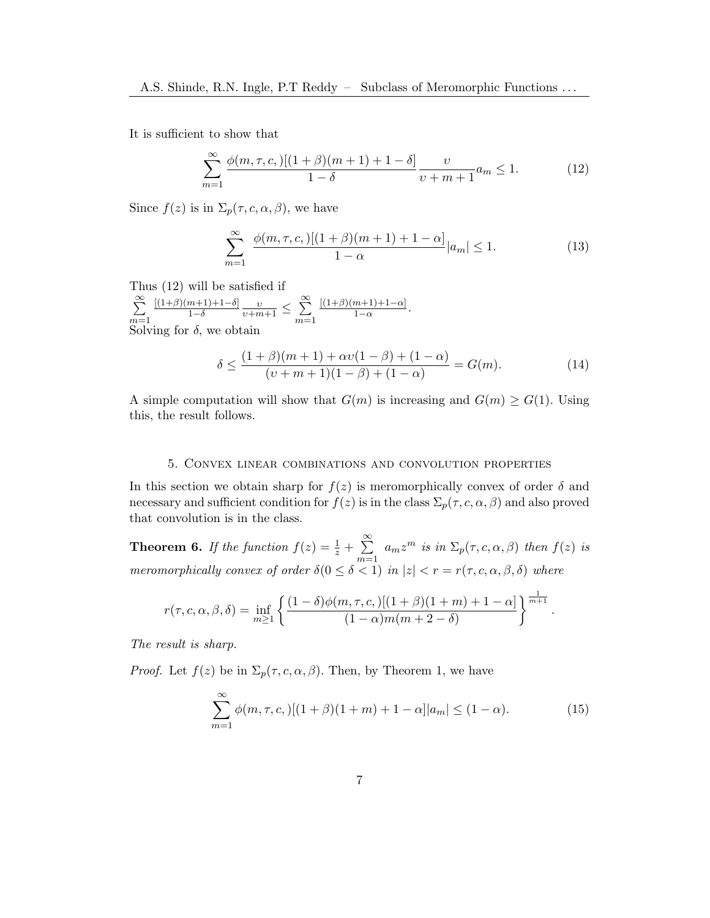It is sufficient to show that

$$\sum_{m=1}^{\infty} \frac{\phi(m,\tau,c,)[(1+\beta)(m+1)+1-\delta]}{1-\delta} \frac{\upsilon}{\upsilon+m+1} a_m \leq 1. \tag{12}$$

Since $f(z)$ is in $\Sigma_p(\tau, c, \alpha, \beta)$, we have

$$\sum_{m=1}^{\infty} \frac{\phi(m,\tau,c,)[(1+\beta)(m+1)+1-\alpha]}{1-\alpha} |a_m| \leq 1. \tag{13}$$

Thus (12) will be satisfied if
$\sum\limits_{m=1}^{\infty} \frac{[(1+\beta)(m+1)+1-\delta]}{1-\delta} \frac{\upsilon}{\upsilon+m+1} \leq \sum\limits_{m=1}^{\infty} \frac{[(1+\beta)(m+1)+1-\alpha]}{1-\alpha}$.
Solving for $\delta$, we obtain

$$\delta \leq \frac{(1+\beta)(m+1)+\alpha\upsilon(1-\beta)+(1-\alpha)}{(\upsilon+m+1)(1-\beta)+(1-\alpha)} = G(m). \tag{14}$$

A simple computation will show that $G(m)$ is increasing and $G(m) \geq G(1)$. Using this, the result follows.

## 5. Convex linear combinations and convolution properties

In this section we obtain sharp for $f(z)$ is meromorphically convex of order $\delta$ and necessary and sufficient condition for $f(z)$ is in the class $\Sigma_p(\tau, c, \alpha, \beta)$ and also proved that convolution is in the class.

**Theorem 6.** *If the function $f(z) = \frac{1}{z} + \sum\limits_{m=1}^{\infty} a_m z^m$ is in $\Sigma_p(\tau, c, \alpha, \beta)$ then $f(z)$ is meromorphically convex of order $\delta (0 \leq \delta < 1)$ in $|z| < r = r(\tau, c, \alpha, \beta, \delta)$ where*

$$r(\tau, c, \alpha, \beta, \delta) = \inf_{m \geq 1} \left\{ \frac{(1-\delta)\phi(m,\tau,c,)[(1+\beta)(1+m)+1-\alpha]}{(1-\alpha)m(m+2-\delta)} \right\}^{\frac{1}{m+1}}.$$

*The result is sharp.*

*Proof.* Let $f(z)$ be in $\Sigma_p(\tau, c, \alpha, \beta)$. Then, by Theorem 1, we have

$$\sum_{m=1}^{\infty} \phi(m,\tau,c,)[(1+\beta)(1+m)+1-\alpha]|a_m| \leq (1-\alpha). \tag{15}$$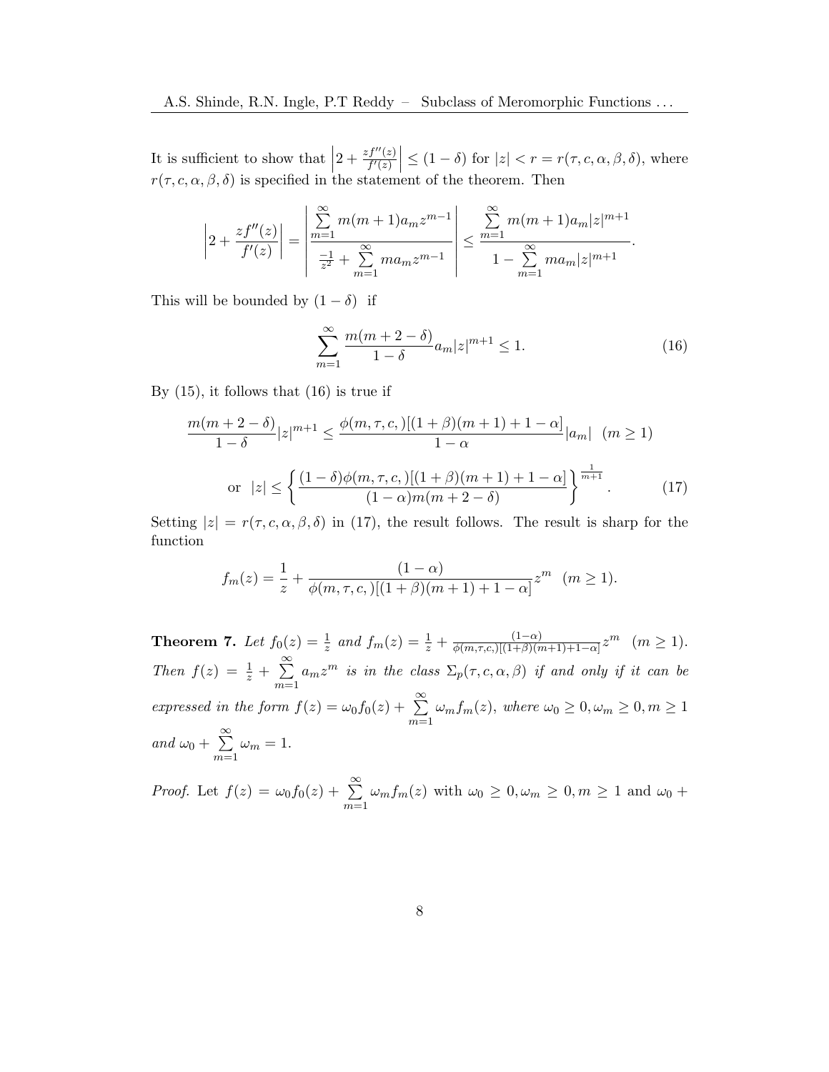It is sufficient to show that $\left|2 + \frac{zf''(z)}{f'(z)}\right| \le (1-\delta)$ for $|z| < r = r(\tau, c, \alpha, \beta, \delta)$, where $r(\tau, c, \alpha, \beta, \delta)$ is specified in the statement of the theorem. Then

$$\left|2 + \frac{zf''(z)}{f'(z)}\right| = \left|\frac{\sum\limits_{m=1}^{\infty} m(m+1)a_m z^{m-1}}{\frac{-1}{z^2} + \sum\limits_{m=1}^{\infty} m a_m z^{m-1}}\right| \le \frac{\sum\limits_{m=1}^{\infty} m(m+1)a_m |z|^{m+1}}{1 - \sum\limits_{m=1}^{\infty} m a_m |z|^{m+1}}.$$

This will be bounded by $(1-\delta)$ if

$$\sum_{m=1}^{\infty} \frac{m(m+2-\delta)}{1-\delta} a_m |z|^{m+1} \le 1. \tag{16}$$

By (15), it follows that (16) is true if

$$\frac{m(m+2-\delta)}{1-\delta}|z|^{m+1} \le \frac{\phi(m,\tau,c,)[(1+\beta)(m+1)+1-\alpha]}{1-\alpha}|a_m| \quad (m \ge 1)$$

$$\text{or} \quad |z| \le \left\{\frac{(1-\delta)\phi(m,\tau,c,)[(1+\beta)(m+1)+1-\alpha]}{(1-\alpha)m(m+2-\delta)}\right\}^{\frac{1}{m+1}}. \tag{17}$$

Setting $|z| = r(\tau, c, \alpha, \beta, \delta)$ in (17), the result follows. The result is sharp for the function

$$f_m(z) = \frac{1}{z} + \frac{(1-\alpha)}{\phi(m,\tau,c,)[(1+\beta)(m+1)+1-\alpha]} z^m \quad (m \ge 1).$$

**Theorem 7.** *Let $f_0(z) = \frac{1}{z}$ and $f_m(z) = \frac{1}{z} + \frac{(1-\alpha)}{\phi(m,\tau,c,)[(1+\beta)(m+1)+1-\alpha]} z^m \quad (m \ge 1)$. Then $f(z) = \frac{1}{z} + \sum\limits_{m=1}^{\infty} a_m z^m$ is in the class $\Sigma_p(\tau, c, \alpha, \beta)$ if and only if it can be expressed in the form $f(z) = \omega_0 f_0(z) + \sum\limits_{m=1}^{\infty} \omega_m f_m(z)$, where $\omega_0 \ge 0, \omega_m \ge 0, m \ge 1$ and $\omega_0 + \sum\limits_{m=1}^{\infty} \omega_m = 1$.*

*Proof.* Let $f(z) = \omega_0 f_0(z) + \sum\limits_{m=1}^{\infty} \omega_m f_m(z)$ with $\omega_0 \ge 0, \omega_m \ge 0, m \ge 1$ and $\omega_0 +$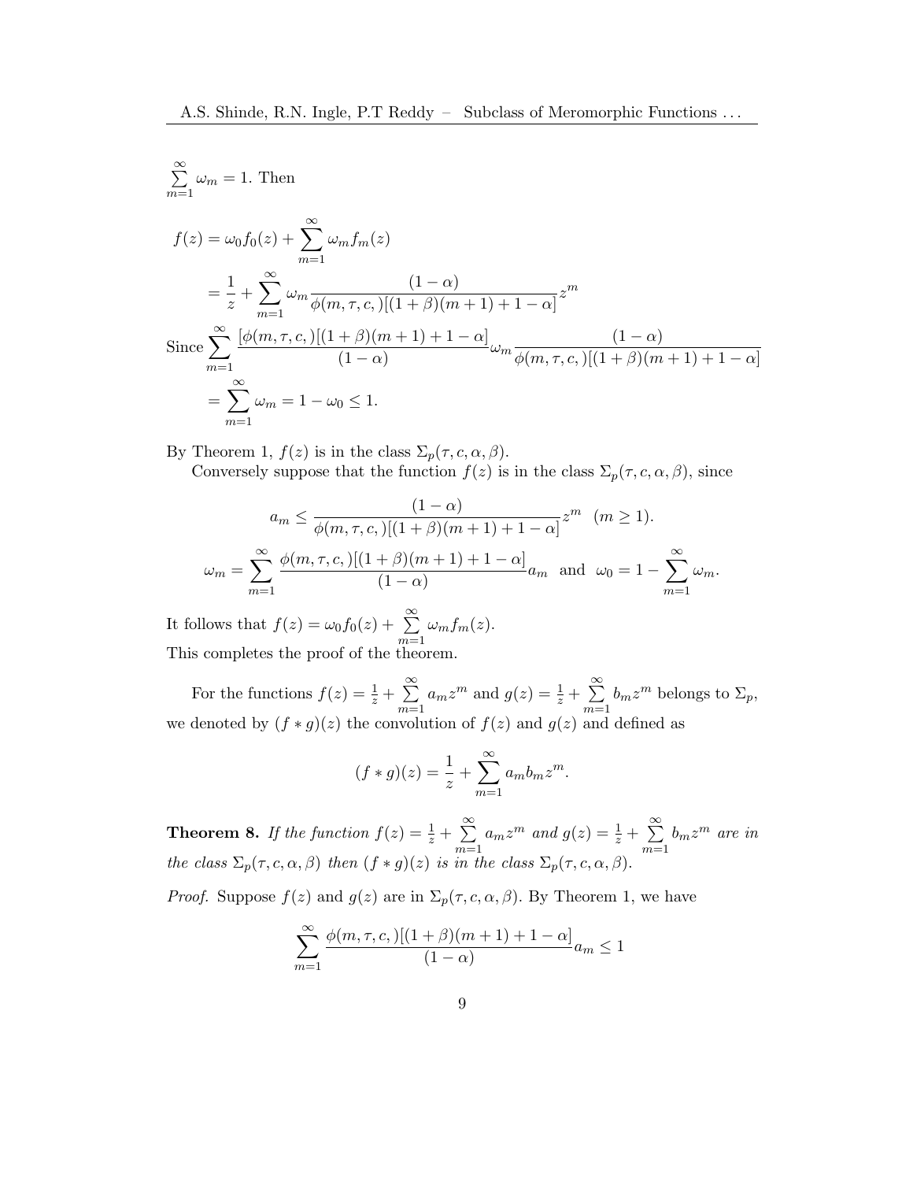$\sum_{m=1}^{\infty} \omega_m = 1$. Then

$$
\begin{aligned}
f(z) &= \omega_0 f_0(z) + \sum_{m=1}^{\infty} \omega_m f_m(z) \\
&= \frac{1}{z} + \sum_{m=1}^{\infty} \omega_m \frac{(1-\alpha)}{\phi(m,\tau,c,)[(1+\beta)(m+1)+1-\alpha]} z^m
\end{aligned}
$$

$$
\begin{aligned}
\text{Since} \sum_{m=1}^{\infty} &\frac{[\phi(m,\tau,c,)[(1+\beta)(m+1)+1-\alpha]}{(1-\alpha)} \omega_m \frac{(1-\alpha)}{\phi(m,\tau,c,)[(1+\beta)(m+1)+1-\alpha]} \\
&= \sum_{m=1}^{\infty} \omega_m = 1 - \omega_0 \leq 1.
\end{aligned}
$$

By Theorem 1, $f(z)$ is in the class $\Sigma_p(\tau, c, \alpha, \beta)$.

Conversely suppose that the function $f(z)$ is in the class $\Sigma_p(\tau, c, \alpha, \beta)$, since

$$
a_m \leq \frac{(1-\alpha)}{\phi(m,\tau,c,)[(1+\beta)(m+1)+1-\alpha]} z^m \quad (m \geq 1).
$$

$$
\omega_m = \sum_{m=1}^{\infty} \frac{\phi(m,\tau,c,)[(1+\beta)(m+1)+1-\alpha]}{(1-\alpha)} a_m \quad \text{and} \quad \omega_0 = 1 - \sum_{m=1}^{\infty} \omega_m.
$$

It follows that $f(z) = \omega_0 f_0(z) + \sum_{m=1}^{\infty} \omega_m f_m(z)$.
This completes the proof of the theorem.

For the functions $f(z) = \frac{1}{z} + \sum_{m=1}^{\infty} a_m z^m$ and $g(z) = \frac{1}{z} + \sum_{m=1}^{\infty} b_m z^m$ belongs to $\Sigma_p$, we denoted by $(f * g)(z)$ the convolution of $f(z)$ and $g(z)$ and defined as

$$
(f * g)(z) = \frac{1}{z} + \sum_{m=1}^{\infty} a_m b_m z^m.
$$

**Theorem 8.** *If the function $f(z) = \frac{1}{z} + \sum_{m=1}^{\infty} a_m z^m$ and $g(z) = \frac{1}{z} + \sum_{m=1}^{\infty} b_m z^m$ are in the class $\Sigma_p(\tau, c, \alpha, \beta)$ then $(f * g)(z)$ is in the class $\Sigma_p(\tau, c, \alpha, \beta)$.*

*Proof.* Suppose $f(z)$ and $g(z)$ are in $\Sigma_p(\tau, c, \alpha, \beta)$. By Theorem 1, we have

$$
\sum_{m=1}^{\infty} \frac{\phi(m,\tau,c,)[(1+\beta)(m+1)+1-\alpha]}{(1-\alpha)} a_m \leq 1
$$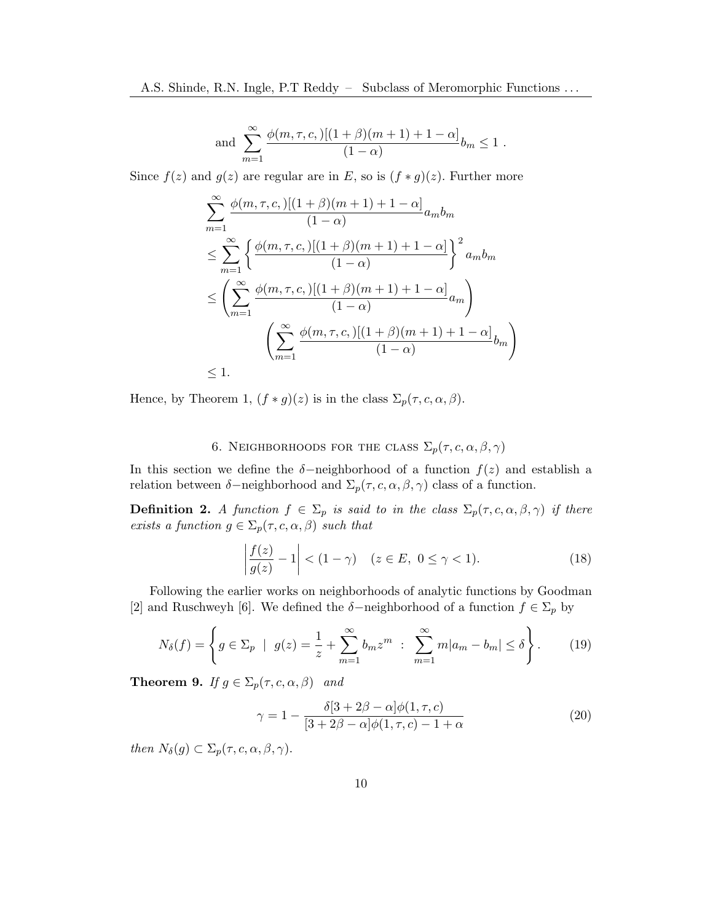$$\text{and } \sum_{m=1}^{\infty} \frac{\phi(m,\tau,c,)[(1+\beta)(m+1)+1-\alpha]}{(1-\alpha)} b_m \leq 1 \; .$$

Since $f(z)$ and $g(z)$ are regular are in $E$, so is $(f * g)(z)$. Further more

$$\begin{aligned}
&\sum_{m=1}^{\infty} \frac{\phi(m,\tau,c,)[(1+\beta)(m+1)+1-\alpha]}{(1-\alpha)} a_m b_m \\
&\leq \sum_{m=1}^{\infty} \left\{ \frac{\phi(m,\tau,c,)[(1+\beta)(m+1)+1-\alpha]}{(1-\alpha)} \right\}^2 a_m b_m \\
&\leq \left( \sum_{m=1}^{\infty} \frac{\phi(m,\tau,c,)[(1+\beta)(m+1)+1-\alpha]}{(1-\alpha)} a_m \right) \\
&\qquad \left( \sum_{m=1}^{\infty} \frac{\phi(m,\tau,c,)[(1+\beta)(m+1)+1-\alpha]}{(1-\alpha)} b_m \right) \\
&\leq 1.
\end{aligned}$$

Hence, by Theorem 1, $(f * g)(z)$ is in the class $\Sigma_p(\tau, c, \alpha, \beta)$.

## 6. Neighborhoods for the class $\Sigma_p(\tau, c, \alpha, \beta, \gamma)$

In this section we define the $\delta-$neighborhood of a function $f(z)$ and establish a relation between $\delta-$neighborhood and $\Sigma_p(\tau, c, \alpha, \beta, \gamma)$ class of a function.

**Definition 2.** *A function $f \in \Sigma_p$ is said to in the class $\Sigma_p(\tau, c, \alpha, \beta, \gamma)$ if there exists a function $g \in \Sigma_p(\tau, c, \alpha, \beta)$ such that*

$$\left| \frac{f(z)}{g(z)} - 1 \right| < (1-\gamma) \quad (z \in E, \; 0 \leq \gamma < 1). \tag{18}$$

Following the earlier works on neighborhoods of analytic functions by Goodman [2] and Ruschweyh [6]. We defined the $\delta-$neighborhood of a function $f \in \Sigma_p$ by

$$N_\delta(f) = \left\{ g \in \Sigma_p \;\; | \;\; g(z) = \frac{1}{z} + \sum_{m=1}^{\infty} b_m z^m \;\; : \;\; \sum_{m=1}^{\infty} m|a_m - b_m| \leq \delta \right\}. \tag{19}$$

**Theorem 9.** *If $g \in \Sigma_p(\tau, c, \alpha, \beta)$ and*

$$\gamma = 1 - \frac{\delta[3+2\beta-\alpha]\phi(1,\tau,c)}{[3+2\beta-\alpha]\phi(1,\tau,c) - 1 + \alpha} \tag{20}$$

*then $N_\delta(g) \subset \Sigma_p(\tau, c, \alpha, \beta, \gamma)$.*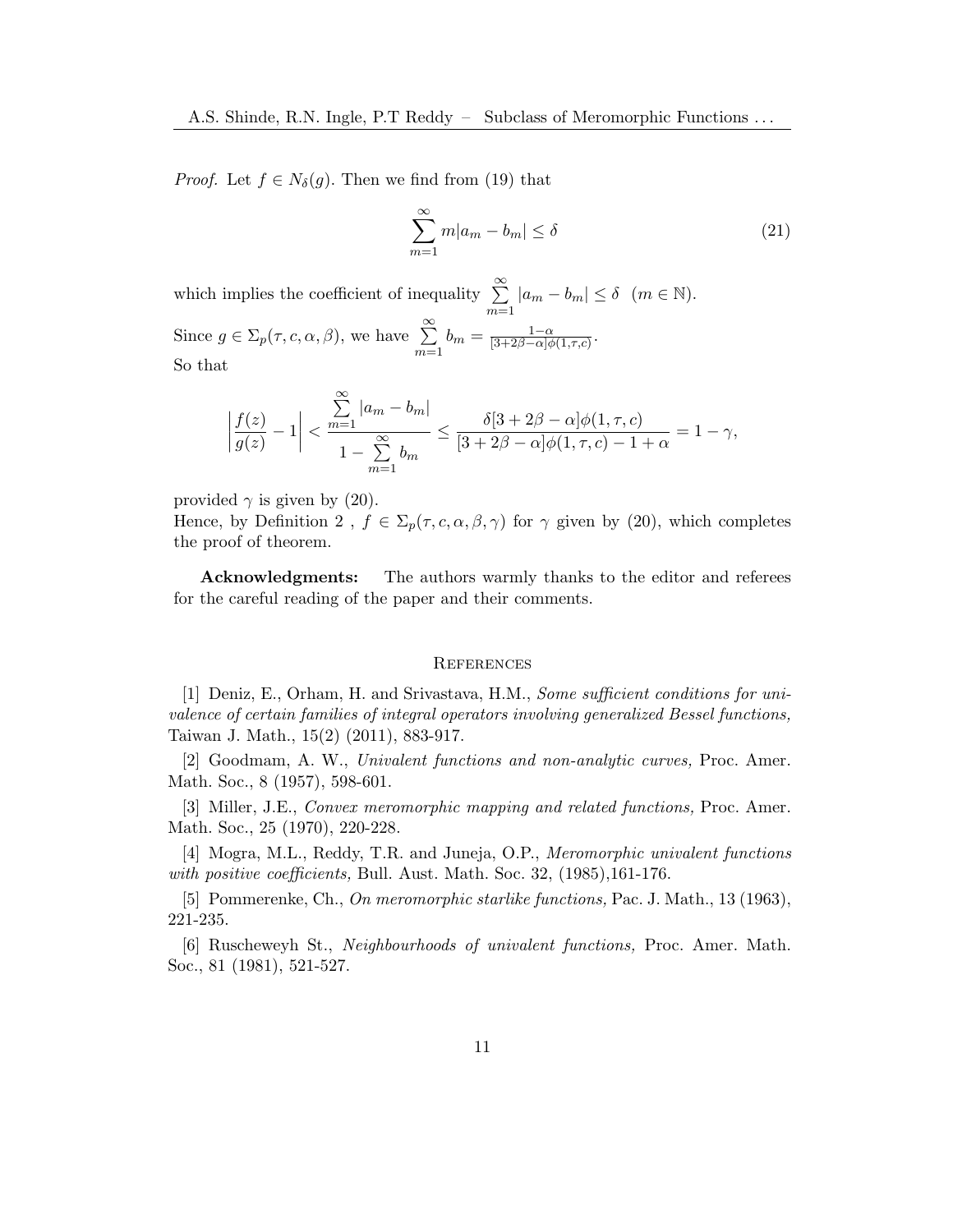*Proof.* Let $f \in N_\delta(g)$. Then we find from (19) that

$$\sum_{m=1}^{\infty} m|a_m - b_m| \leq \delta \tag{21}$$

which implies the coefficient of inequality $\sum\limits_{m=1}^{\infty} |a_m - b_m| \leq \delta \quad (m \in \mathbb{N})$.

Since $g \in \Sigma_p(\tau, c, \alpha, \beta)$, we have $\sum\limits_{m=1}^{\infty} b_m = \frac{1-\alpha}{[3+2\beta-\alpha]\phi(1,\tau,c)}$.

So that

$$\left|\frac{f(z)}{g(z)} - 1\right| < \frac{\sum\limits_{m=1}^{\infty} |a_m - b_m|}{1 - \sum\limits_{m=1}^{\infty} b_m} \leq \frac{\delta[3+2\beta-\alpha]\phi(1,\tau,c)}{[3+2\beta-\alpha]\phi(1,\tau,c) - 1 + \alpha} = 1 - \gamma,$$

provided $\gamma$ is given by (20).

Hence, by Definition 2 , $f \in \Sigma_p(\tau, c, \alpha, \beta, \gamma)$ for $\gamma$ given by (20), which completes the proof of theorem.

**Acknowledgments:** The authors warmly thanks to the editor and referees for the careful reading of the paper and their comments.

## References

[1] Deniz, E., Orham, H. and Srivastava, H.M., *Some sufficient conditions for univalence of certain families of integral operators involving generalized Bessel functions,* Taiwan J. Math., 15(2) (2011), 883-917.

[2] Goodmam, A. W., *Univalent functions and non-analytic curves,* Proc. Amer. Math. Soc., 8 (1957), 598-601.

[3] Miller, J.E., *Convex meromorphic mapping and related functions,* Proc. Amer. Math. Soc., 25 (1970), 220-228.

[4] Mogra, M.L., Reddy, T.R. and Juneja, O.P., *Meromorphic univalent functions with positive coefficients,* Bull. Aust. Math. Soc. 32, (1985),161-176.

[5] Pommerenke, Ch., *On meromorphic starlike functions,* Pac. J. Math., 13 (1963), 221-235.

[6] Ruscheweyh St., *Neighbourhoods of univalent functions,* Proc. Amer. Math. Soc., 81 (1981), 521-527.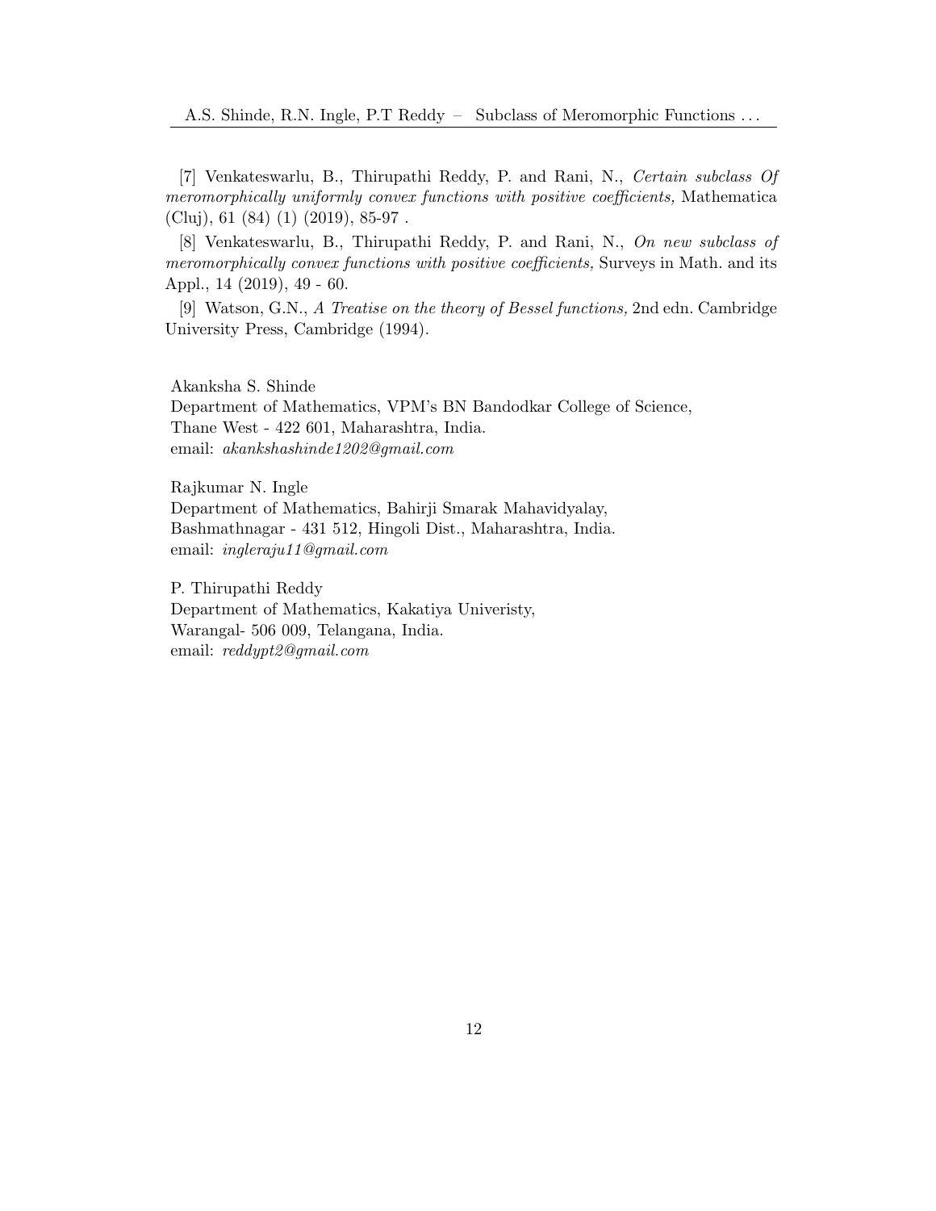[7] Venkateswarlu, B., Thirupathi Reddy, P. and Rani, N., *Certain subclass Of meromorphically uniformly convex functions with positive coefficients,* Mathematica (Cluj), 61 (84) (1) (2019), 85-97 .

[8] Venkateswarlu, B., Thirupathi Reddy, P. and Rani, N., *On new subclass of meromorphically convex functions with positive coefficients,* Surveys in Math. and its Appl., 14 (2019), 49 - 60.

[9] Watson, G.N., *A Treatise on the theory of Bessel functions,* 2nd edn. Cambridge University Press, Cambridge (1994).

Akanksha S. Shinde
Department of Mathematics, VPM's BN Bandodkar College of Science,
Thane West - 422 601, Maharashtra, India.
email: *akankshashinde1202@gmail.com*

Rajkumar N. Ingle
Department of Mathematics, Bahirji Smarak Mahavidyalay,
Bashmathnagar - 431 512, Hingoli Dist., Maharashtra, India.
email: *ingleraju11@gmail.com*

P. Thirupathi Reddy
Department of Mathematics, Kakatiya Univeristy,
Warangal- 506 009, Telangana, India.
email: *reddypt2@gmail.com*